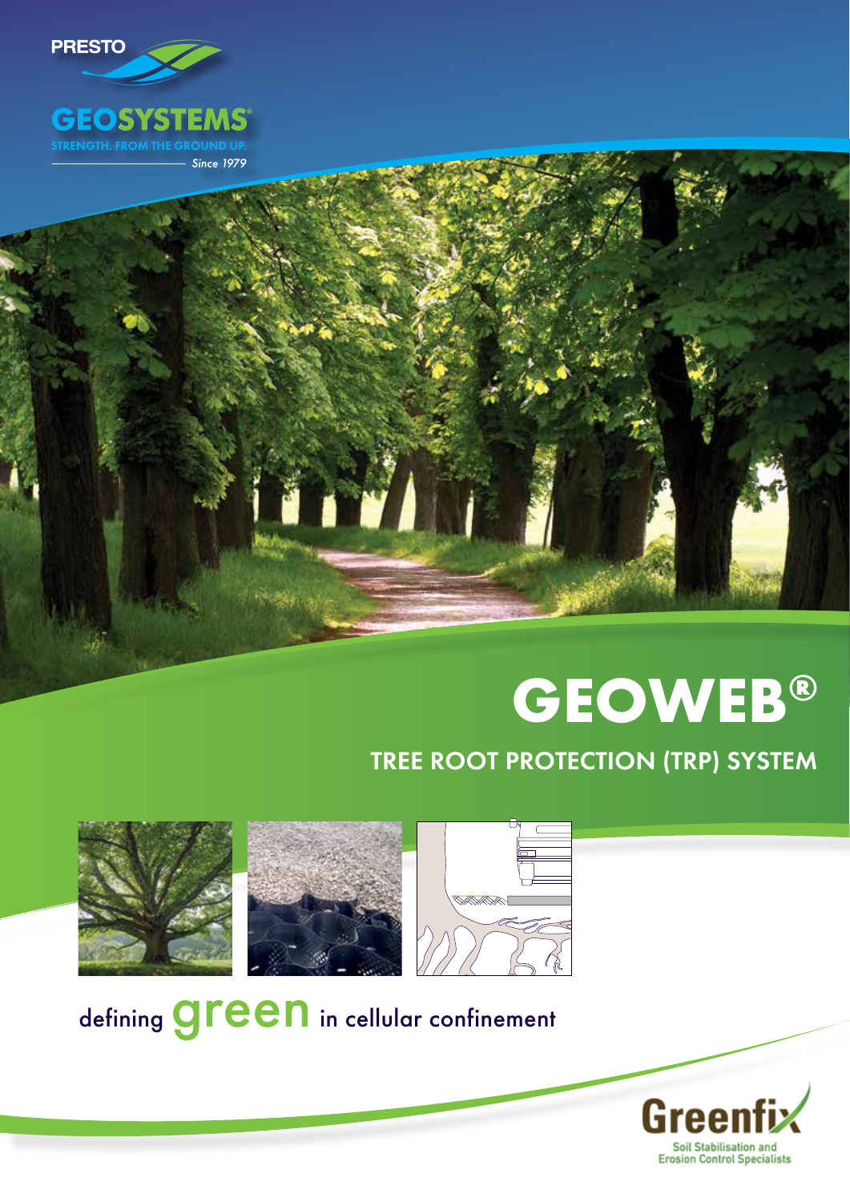PRESTO

GEOSYSTEMS®

STRENGTH. FROM THE GROUND UP.

*Since 1979*

# GEOWEB®

## TREE ROOT PROTECTION (TRP) SYSTEM

defining **green** in cellular confinement

Greenfix

Soil Stabilisation and Erosion Control Specialists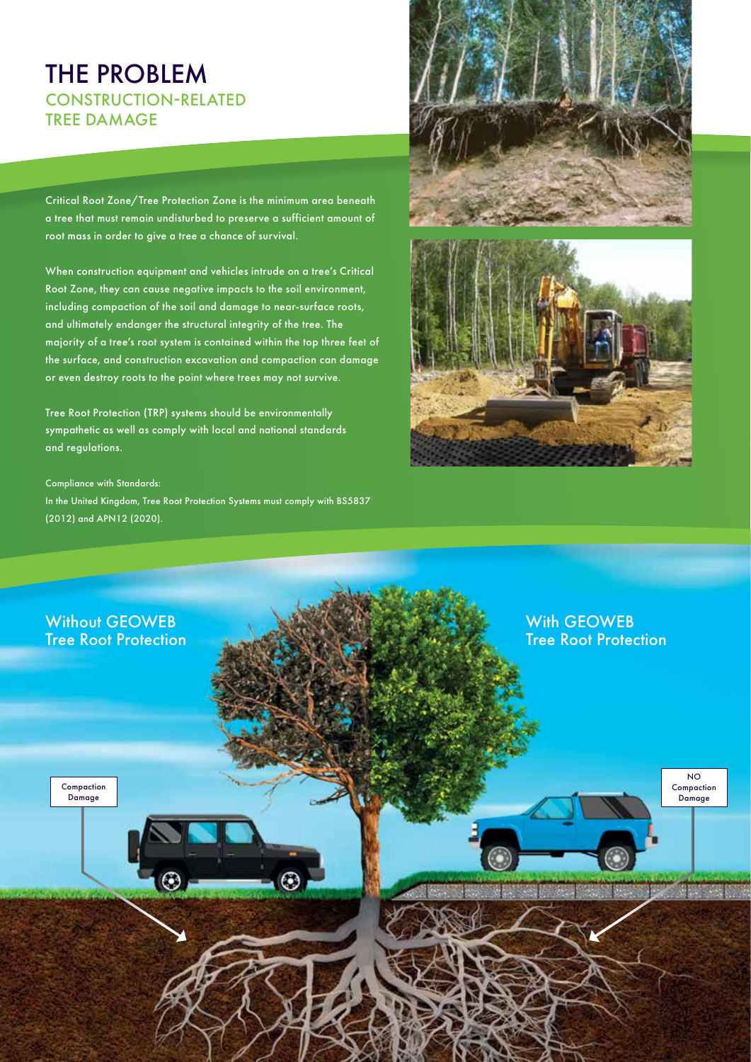# THE PROBLEM

## CONSTRUCTION-RELATED TREE DAMAGE

Critical Root Zone/Tree Protection Zone is the minimum area beneath a tree that must remain undisturbed to preserve a sufficient amount of root mass in order to give a tree a chance of survival.

When construction equipment and vehicles intrude on a tree's Critical Root Zone, they can cause negative impacts to the soil environment, including compaction of the soil and damage to near-surface roots, and ultimately endanger the structural integrity of the tree. The majority of a tree's root system is contained within the top three feet of the surface, and construction excavation and compaction can damage or even destroy roots to the point where trees may not survive.

Tree Root Protection (TRP) systems should be environmentally sympathetic as well as comply with local and national standards and regulations.

Compliance with Standards:
In the United Kingdom, Tree Root Protection Systems must comply with BS5837 (2012) and APN12 (2020).

Without GEOWEB Tree Root Protection

With GEOWEB Tree Root Protection

Compaction Damage

NO Compaction Damage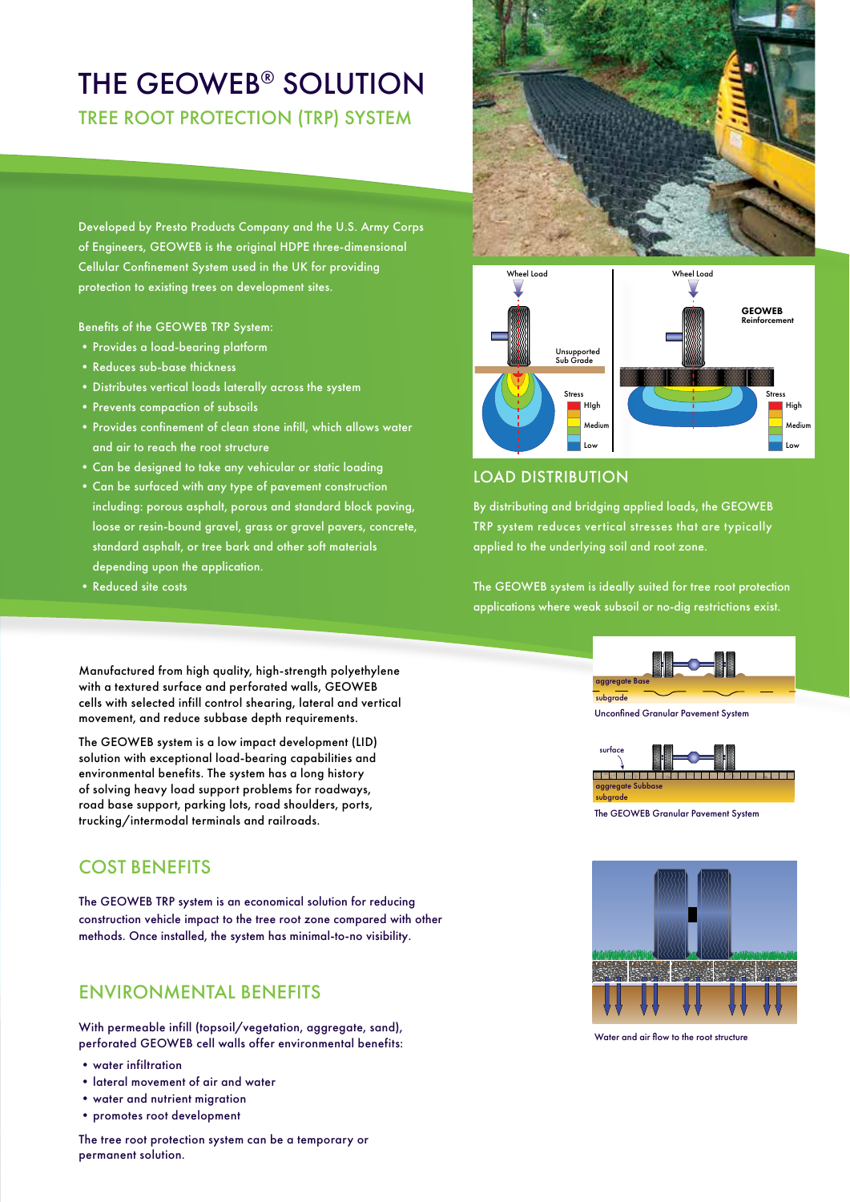# THE GEOWEB® SOLUTION

## TREE ROOT PROTECTION (TRP) SYSTEM

Developed by Presto Products Company and the U.S. Army Corps of Engineers, GEOWEB is the original HDPE three-dimensional Cellular Confinement System used in the UK for providing protection to existing trees on development sites.

Benefits of the GEOWEB TRP System:

- Provides a load-bearing platform
- Reduces sub-base thickness
- Distributes vertical loads laterally across the system
- Prevents compaction of subsoils
- Provides confinement of clean stone infill, which allows water and air to reach the root structure
- Can be designed to take any vehicular or static loading
- Can be surfaced with any type of pavement construction including: porous asphalt, porous and standard block paving, loose or resin-bound gravel, grass or gravel pavers, concrete, standard asphalt, or tree bark and other soft materials depending upon the application.
- Reduced site costs

Wheel Load | Unsupported Sub Grade | Stress: High, Medium, Low

Wheel Load | GEOWEB Reinforcement | Stress: High, Medium, Low

## LOAD DISTRIBUTION

By distributing and bridging applied loads, the GEOWEB TRP system reduces vertical stresses that are typically applied to the underlying soil and root zone.

The GEOWEB system is ideally suited for tree root protection applications where weak subsoil or no-dig restrictions exist.

Manufactured from high quality, high-strength polyethylene with a textured surface and perforated walls, GEOWEB cells with selected infill control shearing, lateral and vertical movement, and reduce subbase depth requirements.

The GEOWEB system is a low impact development (LID) solution with exceptional load-bearing capabilities and environmental benefits. The system has a long history of solving heavy load support problems for roadways, road base support, parking lots, road shoulders, ports, trucking/intermodal terminals and railroads.

aggregate Base / subgrade

Unconfined Granular Pavement System

surface / aggregate Subbase / subgrade

The GEOWEB Granular Pavement System

## COST BENEFITS

The GEOWEB TRP system is an economical solution for reducing construction vehicle impact to the tree root zone compared with other methods. Once installed, the system has minimal-to-no visibility.

## ENVIRONMENTAL BENEFITS

With permeable infill (topsoil/vegetation, aggregate, sand), perforated GEOWEB cell walls offer environmental benefits:

- water infiltration
- lateral movement of air and water
- water and nutrient migration
- promotes root development

The tree root protection system can be a temporary or permanent solution.

Water and air flow to the root structure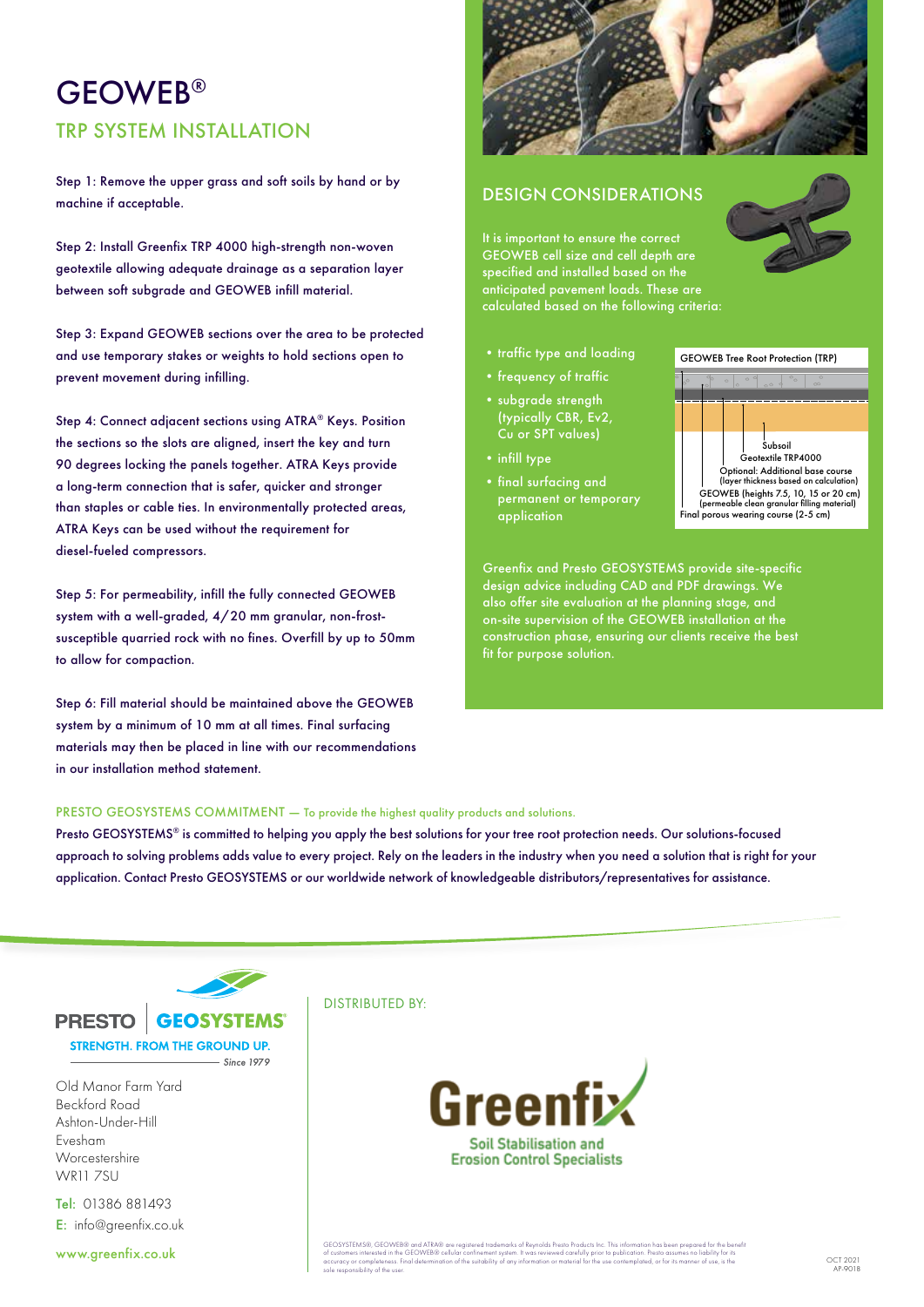# GEOWEB®

## TRP SYSTEM INSTALLATION

Step 1: Remove the upper grass and soft soils by hand or by machine if acceptable.

Step 2: Install Greenfix TRP 4000 high-strength non-woven geotextile allowing adequate drainage as a separation layer between soft subgrade and GEOWEB infill material.

Step 3: Expand GEOWEB sections over the area to be protected and use temporary stakes or weights to hold sections open to prevent movement during infilling.

Step 4: Connect adjacent sections using ATRA® Keys. Position the sections so the slots are aligned, insert the key and turn 90 degrees locking the panels together. ATRA Keys provide a long-term connection that is safer, quicker and stronger than staples or cable ties. In environmentally protected areas, ATRA Keys can be used without the requirement for diesel-fueled compressors.

Step 5: For permeability, infill the fully connected GEOWEB system with a well-graded, 4/20 mm granular, non-frost-susceptible quarried rock with no fines. Overfill by up to 50mm to allow for compaction.

Step 6: Fill material should be maintained above the GEOWEB system by a minimum of 10 mm at all times. Final surfacing materials may then be placed in line with our recommendations in our installation method statement.

## DESIGN CONSIDERATIONS

It is important to ensure the correct GEOWEB cell size and cell depth are specified and installed based on the anticipated pavement loads. These are calculated based on the following criteria:

- traffic type and loading
- frequency of traffic
- subgrade strength (typically CBR, Ev2, Cu or SPT values)
- infill type
- final surfacing and permanent or temporary application

GEOWEB Tree Root Protection (TRP)

Subsoil
Geotextile TRP4000
Optional: Additional base course (layer thickness based on calculation)
GEOWEB (heights 7.5, 10, 15 or 20 cm) (permeable clean granular filling material)
Final porous wearing course (2-5 cm)

Greenfix and Presto GEOSYSTEMS provide site-specific design advice including CAD and PDF drawings. We also offer site evaluation at the planning stage, and on-site supervision of the GEOWEB installation at the construction phase, ensuring our clients receive the best fit for purpose solution.

PRESTO GEOSYSTEMS COMMITMENT — To provide the highest quality products and solutions.

Presto GEOSYSTEMS® is committed to helping you apply the best solutions for your tree root protection needs. Our solutions-focused approach to solving problems adds value to every project. Rely on the leaders in the industry when you need a solution that is right for your application. Contact Presto GEOSYSTEMS or our worldwide network of knowledgeable distributors/representatives for assistance.

PRESTO GEOSYSTEMS®
STRENGTH. FROM THE GROUND UP.
*Since 1979*

Old Manor Farm Yard
Beckford Road
Ashton-Under-Hill
Evesham
Worcestershire
WR11 7SU

Tel: 01386 881493
E: info@greenfix.co.uk

www.greenfix.co.uk

DISTRIBUTED BY:

Greenfix
Soil Stabilisation and Erosion Control Specialists

GEOSYSTEMS®, GEOWEB® and ATRA® are registered trademarks of Reynolds Presto Products Inc. This information has been prepared for the benefit of customers interested in the GEOWEB® cellular confinement system. It was reviewed carefully prior to publication. Presto assumes no liability for its accuracy or completeness. Final determination of the suitability of any information or material for the use contemplated, or for its manner of use, is the sole responsibility of the user.

OCT 2021
AP-9018